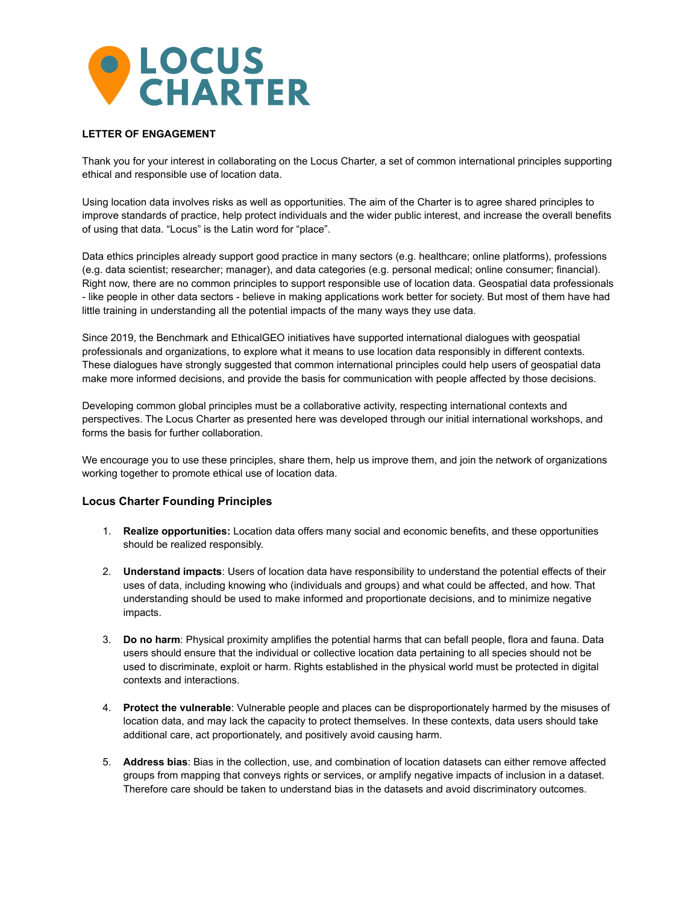# LOCUS CHARTER

**LETTER OF ENGAGEMENT**

Thank you for your interest in collaborating on the Locus Charter, a set of common international principles supporting ethical and responsible use of location data.

Using location data involves risks as well as opportunities. The aim of the Charter is to agree shared principles to improve standards of practice, help protect individuals and the wider public interest, and increase the overall benefits of using that data. "Locus" is the Latin word for "place".

Data ethics principles already support good practice in many sectors (e.g. healthcare; online platforms), professions (e.g. data scientist; researcher; manager), and data categories (e.g. personal medical; online consumer; financial). Right now, there are no common principles to support responsible use of location data. Geospatial data professionals - like people in other data sectors - believe in making applications work better for society. But most of them have had little training in understanding all the potential impacts of the many ways they use data.

Since 2019, the Benchmark and EthicalGEO initiatives have supported international dialogues with geospatial professionals and organizations, to explore what it means to use location data responsibly in different contexts. These dialogues have strongly suggested that common international principles could help users of geospatial data make more informed decisions, and provide the basis for communication with people affected by those decisions.

Developing common global principles must be a collaborative activity, respecting international contexts and perspectives. The Locus Charter as presented here was developed through our initial international workshops, and forms the basis for further collaboration.

We encourage you to use these principles, share them, help us improve them, and join the network of organizations working together to promote ethical use of location data.

### Locus Charter Founding Principles

1. **Realize opportunities:** Location data offers many social and economic benefits, and these opportunities should be realized responsibly.

2. **Understand impacts**: Users of location data have responsibility to understand the potential effects of their uses of data, including knowing who (individuals and groups) and what could be affected, and how. That understanding should be used to make informed and proportionate decisions, and to minimize negative impacts.

3. **Do no harm**: Physical proximity amplifies the potential harms that can befall people, flora and fauna. Data users should ensure that the individual or collective location data pertaining to all species should not be used to discriminate, exploit or harm. Rights established in the physical world must be protected in digital contexts and interactions.

4. **Protect the vulnerable**: Vulnerable people and places can be disproportionately harmed by the misuses of location data, and may lack the capacity to protect themselves. In these contexts, data users should take additional care, act proportionately, and positively avoid causing harm.

5. **Address bias**: Bias in the collection, use, and combination of location datasets can either remove affected groups from mapping that conveys rights or services, or amplify negative impacts of inclusion in a dataset. Therefore care should be taken to understand bias in the datasets and avoid discriminatory outcomes.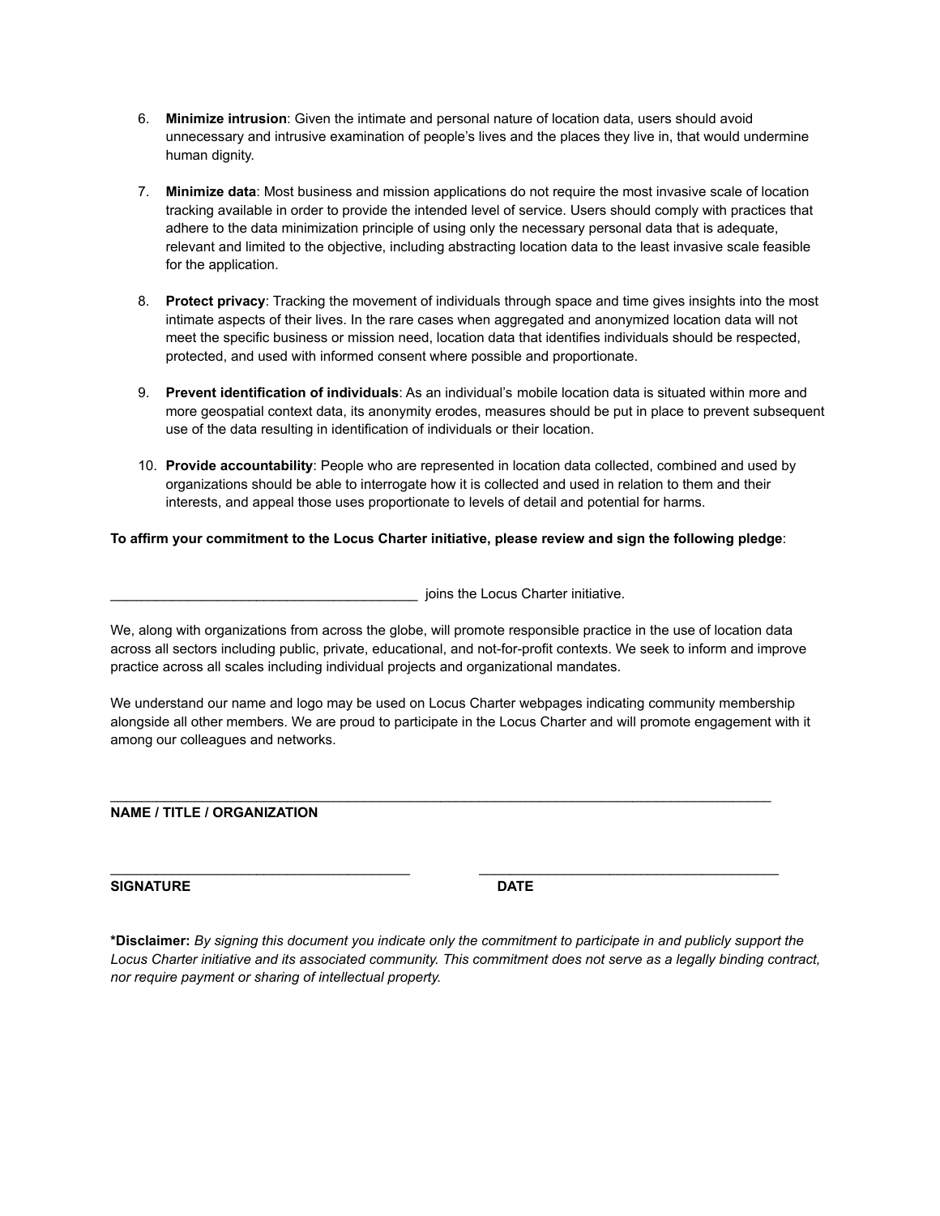6. **Minimize intrusion**: Given the intimate and personal nature of location data, users should avoid unnecessary and intrusive examination of people's lives and the places they live in, that would undermine human dignity.

7. **Minimize data**: Most business and mission applications do not require the most invasive scale of location tracking available in order to provide the intended level of service. Users should comply with practices that adhere to the data minimization principle of using only the necessary personal data that is adequate, relevant and limited to the objective, including abstracting location data to the least invasive scale feasible for the application.

8. **Protect privacy**: Tracking the movement of individuals through space and time gives insights into the most intimate aspects of their lives. In the rare cases when aggregated and anonymized location data will not meet the specific business or mission need, location data that identifies individuals should be respected, protected, and used with informed consent where possible and proportionate.

9. **Prevent identification of individuals**: As an individual's mobile location data is situated within more and more geospatial context data, its anonymity erodes, measures should be put in place to prevent subsequent use of the data resulting in identification of individuals or their location.

10. **Provide accountability**: People who are represented in location data collected, combined and used by organizations should be able to interrogate how it is collected and used in relation to them and their interests, and appeal those uses proportionate to levels of detail and potential for harms.

**To affirm your commitment to the Locus Charter initiative, please review and sign the following pledge**:

________________________________________ joins the Locus Charter initiative.

We, along with organizations from across the globe, will promote responsible practice in the use of location data across all sectors including public, private, educational, and not-for-profit contexts. We seek to inform and improve practice across all scales including individual projects and organizational mandates.

We understand our name and logo may be used on Locus Charter webpages indicating community membership alongside all other members. We are proud to participate in the Locus Charter and will promote engagement with it among our colleagues and networks.

______________________________________________________________________________________

**NAME / TITLE / ORGANIZATION**

_______________________________________ _______________________________________

**SIGNATURE** **DATE**

**\*Disclaimer:** *By signing this document you indicate only the commitment to participate in and publicly support the Locus Charter initiative and its associated community. This commitment does not serve as a legally binding contract, nor require payment or sharing of intellectual property.*